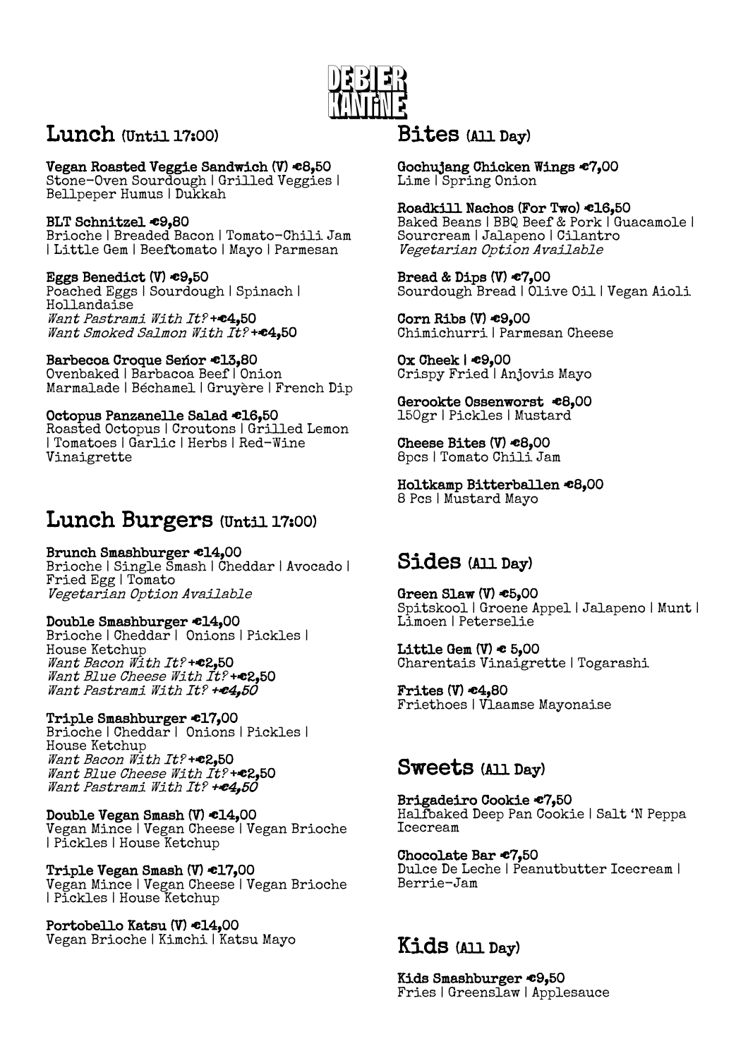# DE BIER KANTINE

## Lunch (Until 17:00)

**Vegan Roasted Veggie Sandwich (V) €8,50**
Stone-Oven Sourdough | Grilled Veggies | Bellpeper Humus | Dukkah

**BLT Schnitzel €9,80**
Brioche | Breaded Bacon | Tomato-Chili Jam | Little Gem | Beeftomato | Mayo | Parmesan

**Eggs Benedict (V) €9,50**
Poached Eggs | Sourdough | Spinach | Hollandaise
*Want Pastrami With It?* +€4,50
*Want Smoked Salmon With It?* +€4,50

**Barbecoa Croque Señor €13,80**
Ovenbaked | Barbacoa Beef | Onion Marmalade | Béchamel | Gruyère | French Dip

**Octopus Panzanelle Salad €16,50**
Roasted Octopus | Croutons | Grilled Lemon | Tomatoes | Garlic | Herbs | Red-Wine Vinaigrette

## Lunch Burgers (Until 17:00)

**Brunch Smashburger €14,00**
Brioche | Single Smash | Cheddar | Avocado | Fried Egg | Tomato
*Vegetarian Option Available*

**Double Smashburger €14,00**
Brioche | Cheddar | Onions | Pickles | House Ketchup
*Want Bacon With It?* +€2,50
*Want Blue Cheese With It?* +€2,50
*Want Pastrami With It? +€4,50*

**Triple Smashburger €17,00**
Brioche | Cheddar | Onions | Pickles | House Ketchup
*Want Bacon With It?* +€2,50
*Want Blue Cheese With It?* +€2,50
*Want Pastrami With It? +€4,50*

**Double Vegan Smash (V) €14,00**
Vegan Mince | Vegan Cheese | Vegan Brioche | Pickles | House Ketchup

**Triple Vegan Smash (V) €17,00**
Vegan Mince | Vegan Cheese | Vegan Brioche | Pickles | House Ketchup

**Portobello Katsu (V) €14,00**
Vegan Brioche | Kimchi | Katsu Mayo

## Bites (All Day)

**Gochujang Chicken Wings €7,00**
Lime | Spring Onion

**Roadkill Nachos (For Two) €16,50**
Baked Beans | BBQ Beef & Pork | Guacamole | Sourcream | Jalapeno | Cilantro
*Vegetarian Option Available*

**Bread & Dips (V) €7,00**
Sourdough Bread | Olive Oil | Vegan Aioli

**Corn Ribs (V) €9,00**
Chimichurri | Parmesan Cheese

**Ox Cheek | €9,00**
Crispy Fried | Anjovis Mayo

**Gerookte Ossenworst €8,00**
150gr | Pickles | Mustard

**Cheese Bites (V) €8,00**
8pcs | Tomato Chili Jam

**Holtkamp Bitterballen €8,00**
8 Pcs | Mustard Mayo

## Sides (All Day)

**Green Slaw (V) €5,00**
Spitskool | Groene Appel | Jalapeno | Munt | Limoen | Peterselie

**Little Gem (V) € 5,00**
Charentais Vinaigrette | Togarashi

**Frites (V) €4,80**
Friethoes | Vlaamse Mayonaise

## Sweets (All Day)

**Brigadeiro Cookie €7,50**
Halfbaked Deep Pan Cookie | Salt 'N Peppa Icecream

**Chocolate Bar €7,50**
Dulce De Leche | Peanutbutter Icecream | Berrie-Jam

## Kids (All Day)

**Kids Smashburger €9,50**
Fries | Greenslaw | Applesauce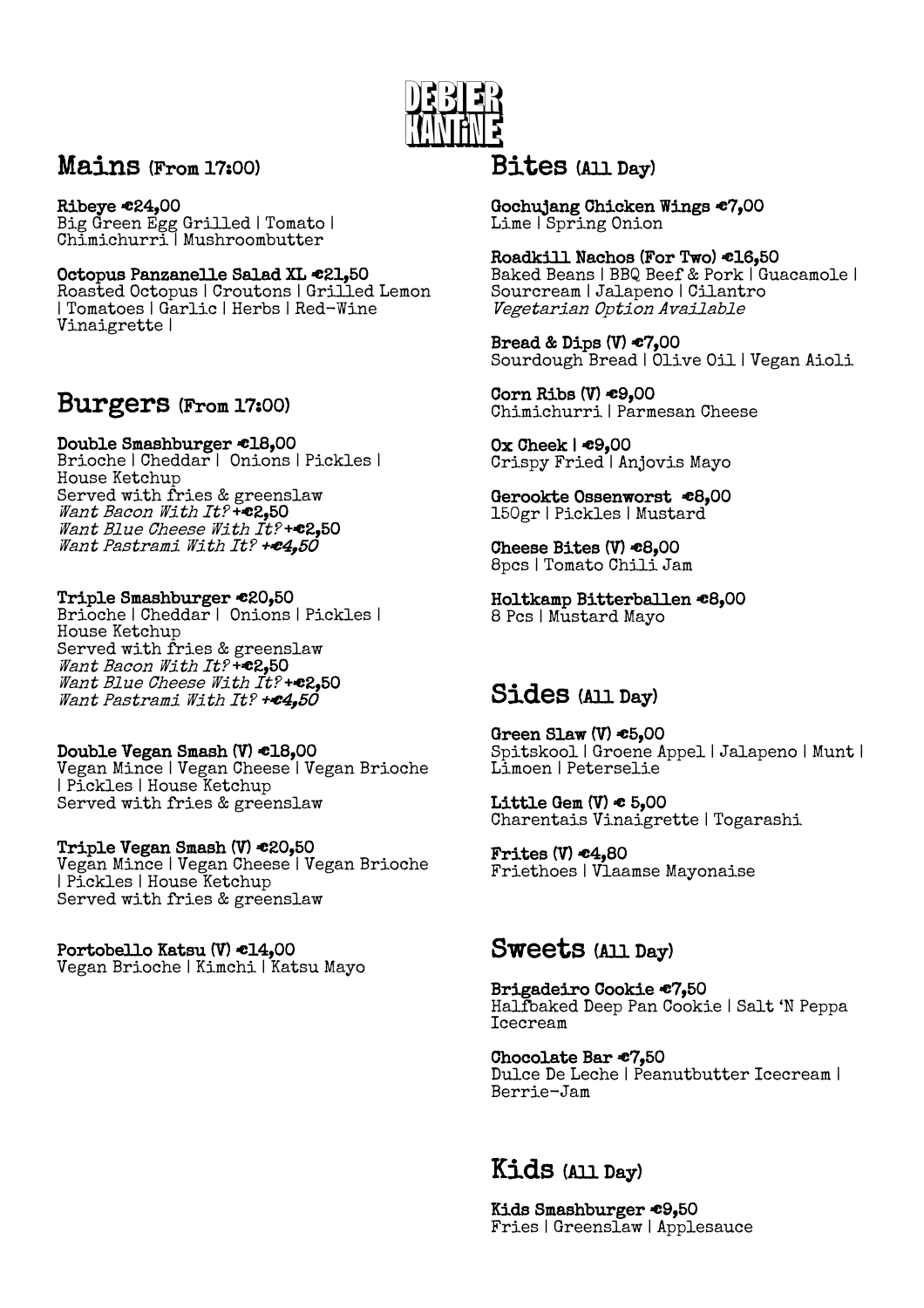# DE BIER KANTINE

## Mains (From 17:00)

**Ribeye €24,00**
Big Green Egg Grilled | Tomato | Chimichurri | Mushroombutter

**Octopus Panzanelle Salad XL €21,50**
Roasted Octopus | Croutons | Grilled Lemon | Tomatoes | Garlic | Herbs | Red-Wine Vinaigrette |

## Burgers (From 17:00)

**Double Smashburger €18,00**
Brioche | Cheddar | Onions | Pickles | House Ketchup
Served with fries & greenslaw
*Want Bacon With It?* **+€2,50**
*Want Blue Cheese With It?* **+€2,50**
*Want Pastrami With It?* ***+€4,50***

**Triple Smashburger €20,50**
Brioche | Cheddar | Onions | Pickles | House Ketchup
Served with fries & greenslaw
*Want Bacon With It?* **+€2,50**
*Want Blue Cheese With It?* **+€2,50**
*Want Pastrami With It?* ***+€4,50***

**Double Vegan Smash (V) €18,00**
Vegan Mince | Vegan Cheese | Vegan Brioche | Pickles | House Ketchup
Served with fries & greenslaw

**Triple Vegan Smash (V) €20,50**
Vegan Mince | Vegan Cheese | Vegan Brioche | Pickles | House Ketchup
Served with fries & greenslaw

**Portobello Katsu (V) €14,00**
Vegan Brioche | Kimchi | Katsu Mayo

## Bites (All Day)

**Gochujang Chicken Wings €7,00**
Lime | Spring Onion

**Roadkill Nachos (For Two) €16,50**
Baked Beans | BBQ Beef & Pork | Guacamole | Sourcream | Jalapeno | Cilantro
*Vegetarian Option Available*

**Bread & Dips (V) €7,00**
Sourdough Bread | Olive Oil | Vegan Aioli

**Corn Ribs (V) €9,00**
Chimichurri | Parmesan Cheese

**Ox Cheek | €9,00**
Crispy Fried | Anjovis Mayo

**Gerookte Ossenworst €8,00**
150gr | Pickles | Mustard

**Cheese Bites (V) €8,00**
8pcs | Tomato Chili Jam

**Holtkamp Bitterballen €8,00**
8 Pcs | Mustard Mayo

## Sides (All Day)

**Green Slaw (V) €5,00**
Spitskool | Groene Appel | Jalapeno | Munt | Limoen | Peterselie

**Little Gem (V) € 5,00**
Charentais Vinaigrette | Togarashi

**Frites (V) €4,80**
Friethoes | Vlaamse Mayonaise

## Sweets (All Day)

**Brigadeiro Cookie €7,50**
Halfbaked Deep Pan Cookie | Salt 'N Peppa Icecream

**Chocolate Bar €7,50**
Dulce De Leche | Peanutbutter Icecream | Berrie-Jam

## Kids (All Day)

**Kids Smashburger €9,50**
Fries | Greenslaw | Applesauce